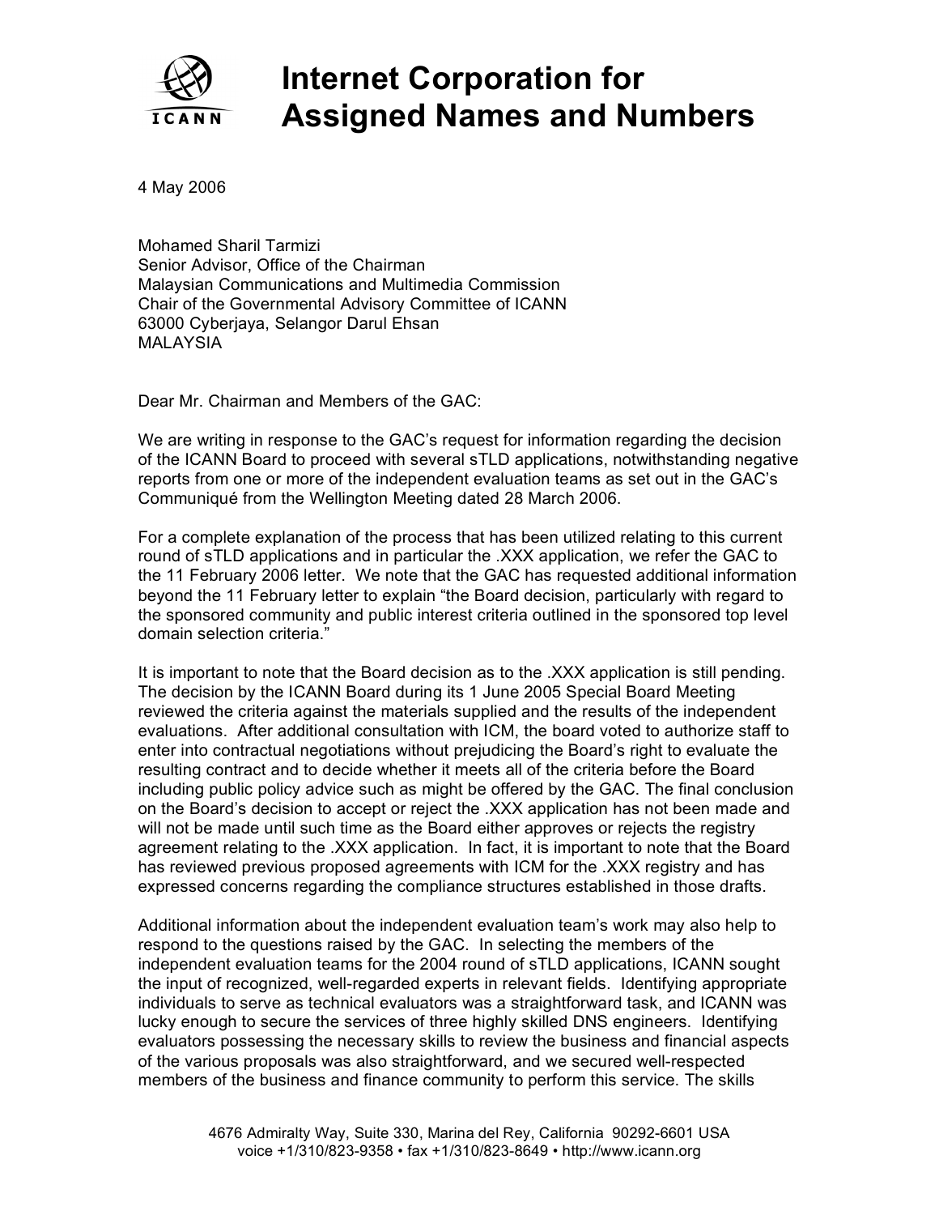# Internet Corporation for Assigned Names and Numbers

4 May 2006

Mohamed Sharil Tarmizi
Senior Advisor, Office of the Chairman
Malaysian Communications and Multimedia Commission
Chair of the Governmental Advisory Committee of ICANN
63000 Cyberjaya, Selangor Darul Ehsan
MALAYSIA

Dear Mr. Chairman and Members of the GAC:

We are writing in response to the GAC's request for information regarding the decision of the ICANN Board to proceed with several sTLD applications, notwithstanding negative reports from one or more of the independent evaluation teams as set out in the GAC's Communiqué from the Wellington Meeting dated 28 March 2006.

For a complete explanation of the process that has been utilized relating to this current round of sTLD applications and in particular the .XXX application, we refer the GAC to the 11 February 2006 letter. We note that the GAC has requested additional information beyond the 11 February letter to explain "the Board decision, particularly with regard to the sponsored community and public interest criteria outlined in the sponsored top level domain selection criteria."

It is important to note that the Board decision as to the .XXX application is still pending. The decision by the ICANN Board during its 1 June 2005 Special Board Meeting reviewed the criteria against the materials supplied and the results of the independent evaluations. After additional consultation with ICM, the board voted to authorize staff to enter into contractual negotiations without prejudicing the Board's right to evaluate the resulting contract and to decide whether it meets all of the criteria before the Board including public policy advice such as might be offered by the GAC. The final conclusion on the Board's decision to accept or reject the .XXX application has not been made and will not be made until such time as the Board either approves or rejects the registry agreement relating to the .XXX application. In fact, it is important to note that the Board has reviewed previous proposed agreements with ICM for the .XXX registry and has expressed concerns regarding the compliance structures established in those drafts.

Additional information about the independent evaluation team's work may also help to respond to the questions raised by the GAC. In selecting the members of the independent evaluation teams for the 2004 round of sTLD applications, ICANN sought the input of recognized, well-regarded experts in relevant fields. Identifying appropriate individuals to serve as technical evaluators was a straightforward task, and ICANN was lucky enough to secure the services of three highly skilled DNS engineers. Identifying evaluators possessing the necessary skills to review the business and financial aspects of the various proposals was also straightforward, and we secured well-respected members of the business and finance community to perform this service. The skills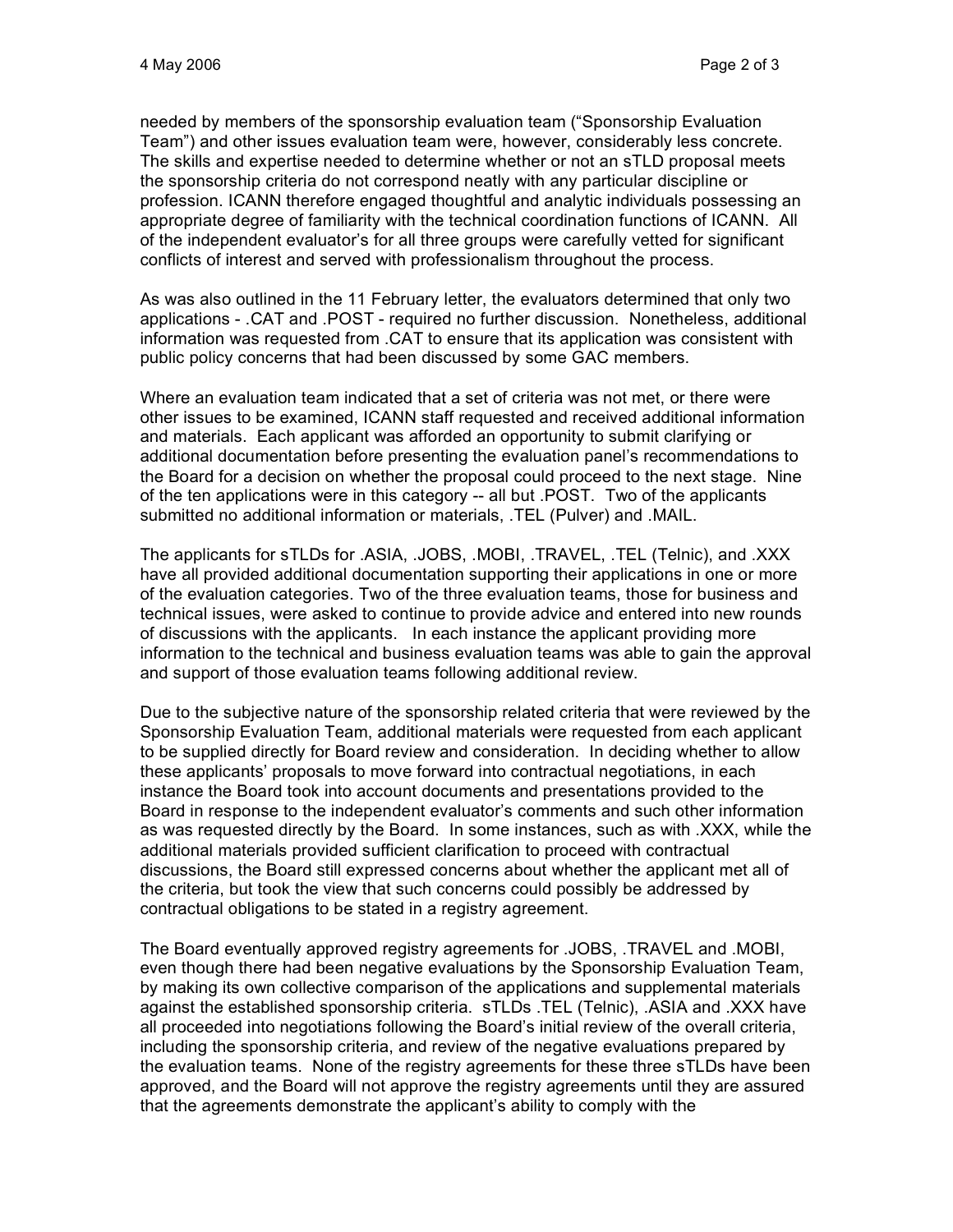needed by members of the sponsorship evaluation team ("Sponsorship Evaluation Team") and other issues evaluation team were, however, considerably less concrete. The skills and expertise needed to determine whether or not an sTLD proposal meets the sponsorship criteria do not correspond neatly with any particular discipline or profession. ICANN therefore engaged thoughtful and analytic individuals possessing an appropriate degree of familiarity with the technical coordination functions of ICANN. All of the independent evaluator's for all three groups were carefully vetted for significant conflicts of interest and served with professionalism throughout the process.

As was also outlined in the 11 February letter, the evaluators determined that only two applications - .CAT and .POST - required no further discussion. Nonetheless, additional information was requested from .CAT to ensure that its application was consistent with public policy concerns that had been discussed by some GAC members.

Where an evaluation team indicated that a set of criteria was not met, or there were other issues to be examined, ICANN staff requested and received additional information and materials. Each applicant was afforded an opportunity to submit clarifying or additional documentation before presenting the evaluation panel's recommendations to the Board for a decision on whether the proposal could proceed to the next stage. Nine of the ten applications were in this category -- all but .POST. Two of the applicants submitted no additional information or materials, .TEL (Pulver) and .MAIL.

The applicants for sTLDs for .ASIA, .JOBS, .MOBI, .TRAVEL, .TEL (Telnic), and .XXX have all provided additional documentation supporting their applications in one or more of the evaluation categories. Two of the three evaluation teams, those for business and technical issues, were asked to continue to provide advice and entered into new rounds of discussions with the applicants. In each instance the applicant providing more information to the technical and business evaluation teams was able to gain the approval and support of those evaluation teams following additional review.

Due to the subjective nature of the sponsorship related criteria that were reviewed by the Sponsorship Evaluation Team, additional materials were requested from each applicant to be supplied directly for Board review and consideration. In deciding whether to allow these applicants' proposals to move forward into contractual negotiations, in each instance the Board took into account documents and presentations provided to the Board in response to the independent evaluator's comments and such other information as was requested directly by the Board. In some instances, such as with .XXX, while the additional materials provided sufficient clarification to proceed with contractual discussions, the Board still expressed concerns about whether the applicant met all of the criteria, but took the view that such concerns could possibly be addressed by contractual obligations to be stated in a registry agreement.

The Board eventually approved registry agreements for .JOBS, .TRAVEL and .MOBI, even though there had been negative evaluations by the Sponsorship Evaluation Team, by making its own collective comparison of the applications and supplemental materials against the established sponsorship criteria. sTLDs .TEL (Telnic), .ASIA and .XXX have all proceeded into negotiations following the Board's initial review of the overall criteria, including the sponsorship criteria, and review of the negative evaluations prepared by the evaluation teams. None of the registry agreements for these three sTLDs have been approved, and the Board will not approve the registry agreements until they are assured that the agreements demonstrate the applicant's ability to comply with the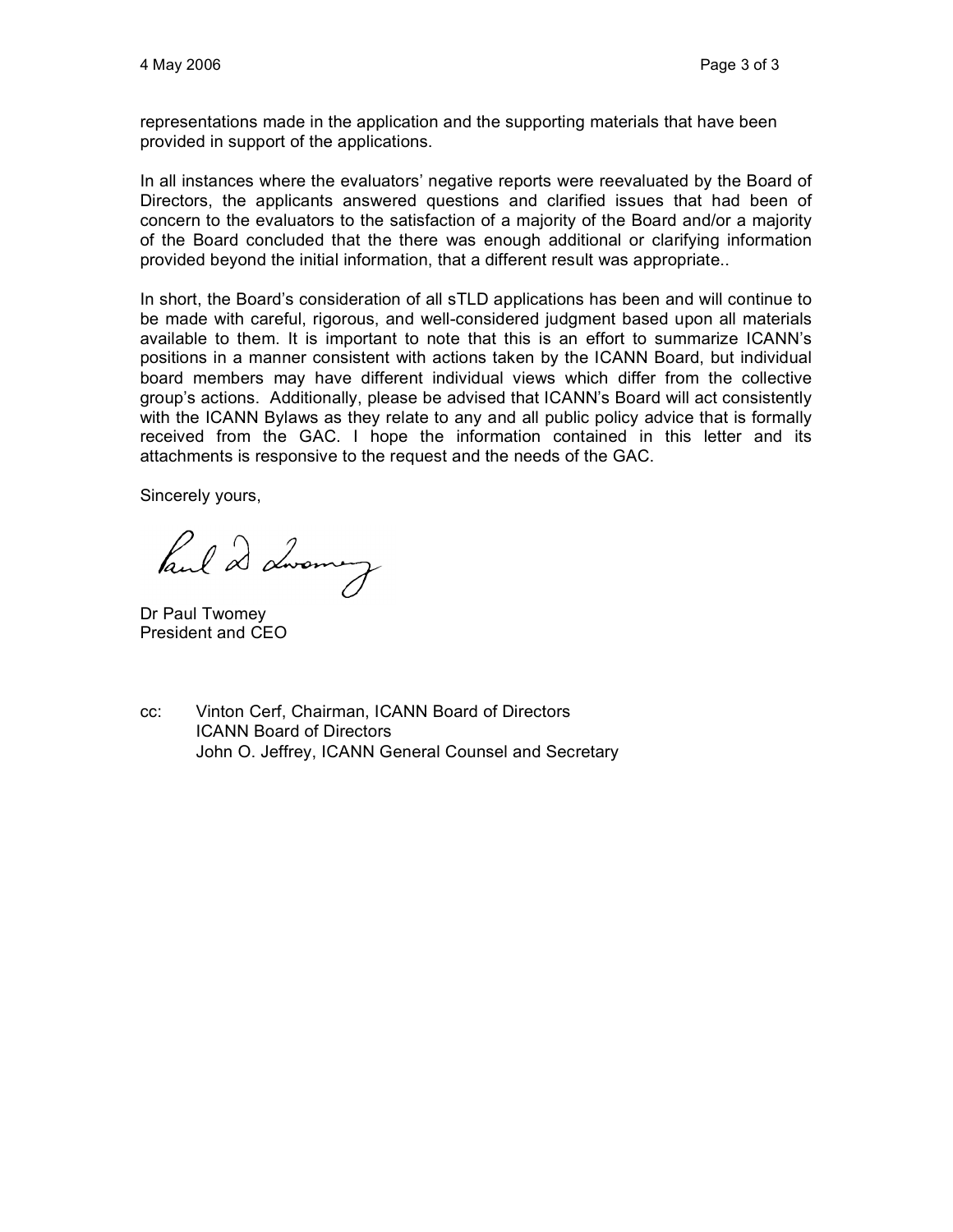representations made in the application and the supporting materials that have been provided in support of the applications.

In all instances where the evaluators' negative reports were reevaluated by the Board of Directors, the applicants answered questions and clarified issues that had been of concern to the evaluators to the satisfaction of a majority of the Board and/or a majority of the Board concluded that the there was enough additional or clarifying information provided beyond the initial information, that a different result was appropriate..

In short, the Board's consideration of all sTLD applications has been and will continue to be made with careful, rigorous, and well-considered judgment based upon all materials available to them. It is important to note that this is an effort to summarize ICANN's positions in a manner consistent with actions taken by the ICANN Board, but individual board members may have different individual views which differ from the collective group's actions. Additionally, please be advised that ICANN's Board will act consistently with the ICANN Bylaws as they relate to any and all public policy advice that is formally received from the GAC. I hope the information contained in this letter and its attachments is responsive to the request and the needs of the GAC.

Sincerely yours,

Dr Paul Twomey
President and CEO

cc: Vinton Cerf, Chairman, ICANN Board of Directors
ICANN Board of Directors
John O. Jeffrey, ICANN General Counsel and Secretary